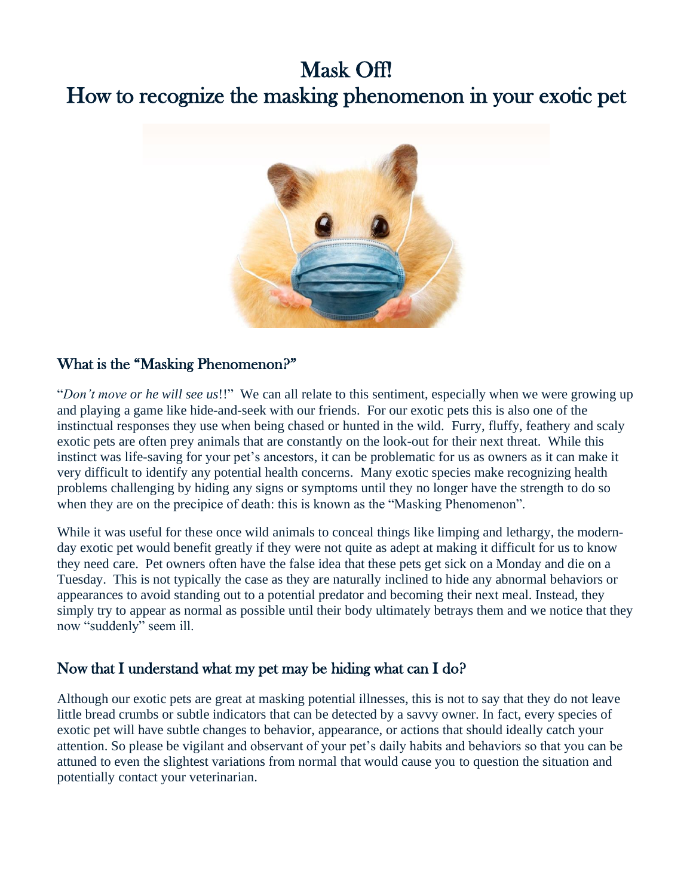# Mask Off!
# How to recognize the masking phenomenon in your exotic pet

## What is the "Masking Phenomenon?"

"*Don't move or he will see us*!!" We can all relate to this sentiment, especially when we were growing up and playing a game like hide-and-seek with our friends. For our exotic pets this is also one of the instinctual responses they use when being chased or hunted in the wild. Furry, fluffy, feathery and scaly exotic pets are often prey animals that are constantly on the look-out for their next threat. While this instinct was life-saving for your pet's ancestors, it can be problematic for us as owners as it can make it very difficult to identify any potential health concerns. Many exotic species make recognizing health problems challenging by hiding any signs or symptoms until they no longer have the strength to do so when they are on the precipice of death: this is known as the "Masking Phenomenon".

While it was useful for these once wild animals to conceal things like limping and lethargy, the modern-day exotic pet would benefit greatly if they were not quite as adept at making it difficult for us to know they need care. Pet owners often have the false idea that these pets get sick on a Monday and die on a Tuesday. This is not typically the case as they are naturally inclined to hide any abnormal behaviors or appearances to avoid standing out to a potential predator and becoming their next meal. Instead, they simply try to appear as normal as possible until their body ultimately betrays them and we notice that they now "suddenly" seem ill.

## Now that I understand what my pet may be hiding what can I do?

Although our exotic pets are great at masking potential illnesses, this is not to say that they do not leave little bread crumbs or subtle indicators that can be detected by a savvy owner. In fact, every species of exotic pet will have subtle changes to behavior, appearance, or actions that should ideally catch your attention. So please be vigilant and observant of your pet's daily habits and behaviors so that you can be attuned to even the slightest variations from normal that would cause you to question the situation and potentially contact your veterinarian.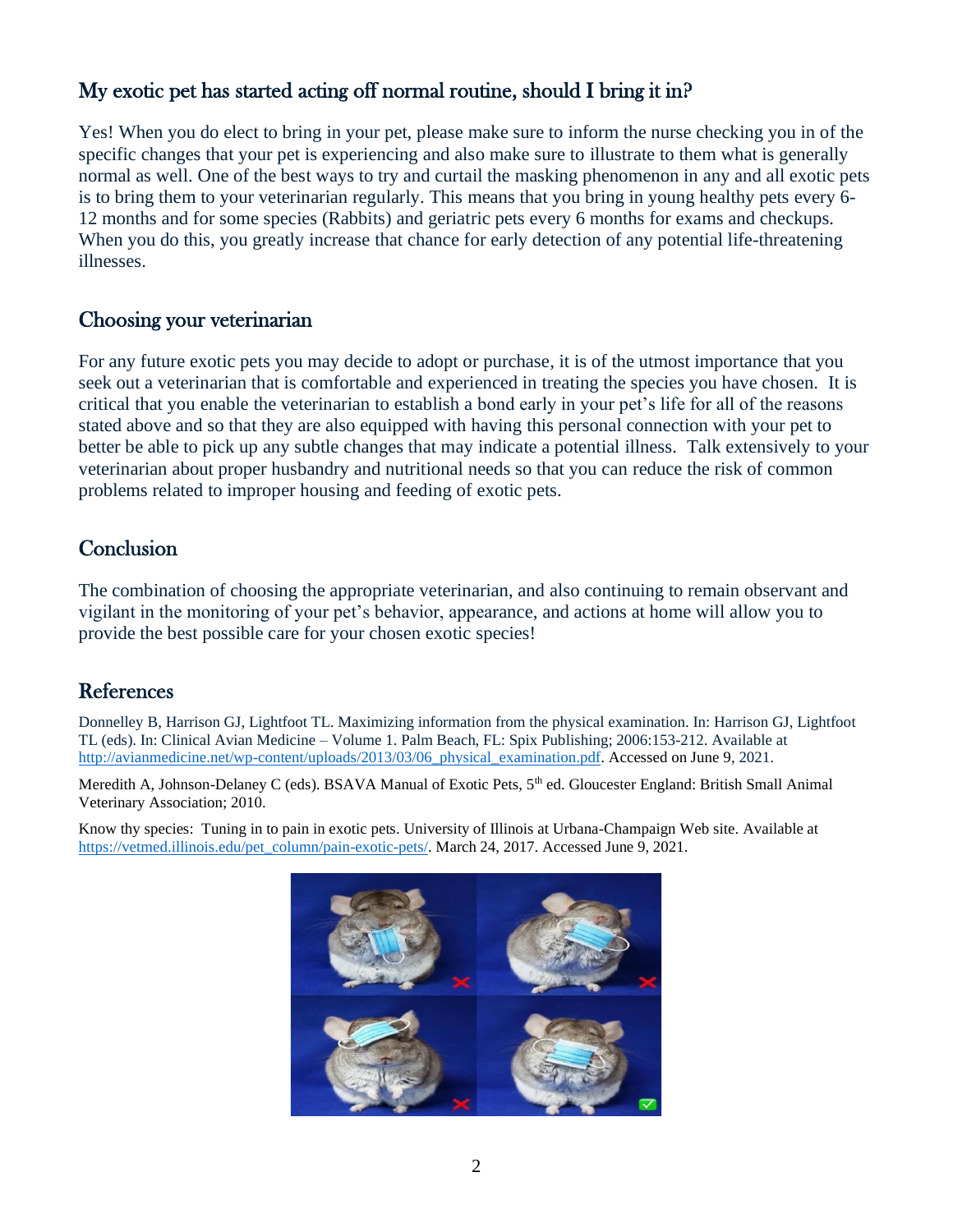## My exotic pet has started acting off normal routine, should I bring it in?

Yes! When you do elect to bring in your pet, please make sure to inform the nurse checking you in of the specific changes that your pet is experiencing and also make sure to illustrate to them what is generally normal as well. One of the best ways to try and curtail the masking phenomenon in any and all exotic pets is to bring them to your veterinarian regularly. This means that you bring in young healthy pets every 6-12 months and for some species (Rabbits) and geriatric pets every 6 months for exams and checkups. When you do this, you greatly increase that chance for early detection of any potential life-threatening illnesses.

## Choosing your veterinarian

For any future exotic pets you may decide to adopt or purchase, it is of the utmost importance that you seek out a veterinarian that is comfortable and experienced in treating the species you have chosen. It is critical that you enable the veterinarian to establish a bond early in your pet's life for all of the reasons stated above and so that they are also equipped with having this personal connection with your pet to better be able to pick up any subtle changes that may indicate a potential illness. Talk extensively to your veterinarian about proper husbandry and nutritional needs so that you can reduce the risk of common problems related to improper housing and feeding of exotic pets.

## Conclusion

The combination of choosing the appropriate veterinarian, and also continuing to remain observant and vigilant in the monitoring of your pet's behavior, appearance, and actions at home will allow you to provide the best possible care for your chosen exotic species!

## References

Donnelley B, Harrison GJ, Lightfoot TL. Maximizing information from the physical examination. In: Harrison GJ, Lightfoot TL (eds). In: Clinical Avian Medicine – Volume 1. Palm Beach, FL: Spix Publishing; 2006:153-212. Available at http://avianmedicine.net/wp-content/uploads/2013/03/06_physical_examination.pdf. Accessed on June 9, 2021.

Meredith A, Johnson-Delaney C (eds). BSAVA Manual of Exotic Pets, 5th ed. Gloucester England: British Small Animal Veterinary Association; 2010.

Know thy species: Tuning in to pain in exotic pets. University of Illinois at Urbana-Champaign Web site. Available at https://vetmed.illinois.edu/pet_column/pain-exotic-pets/. March 24, 2017. Accessed June 9, 2021.